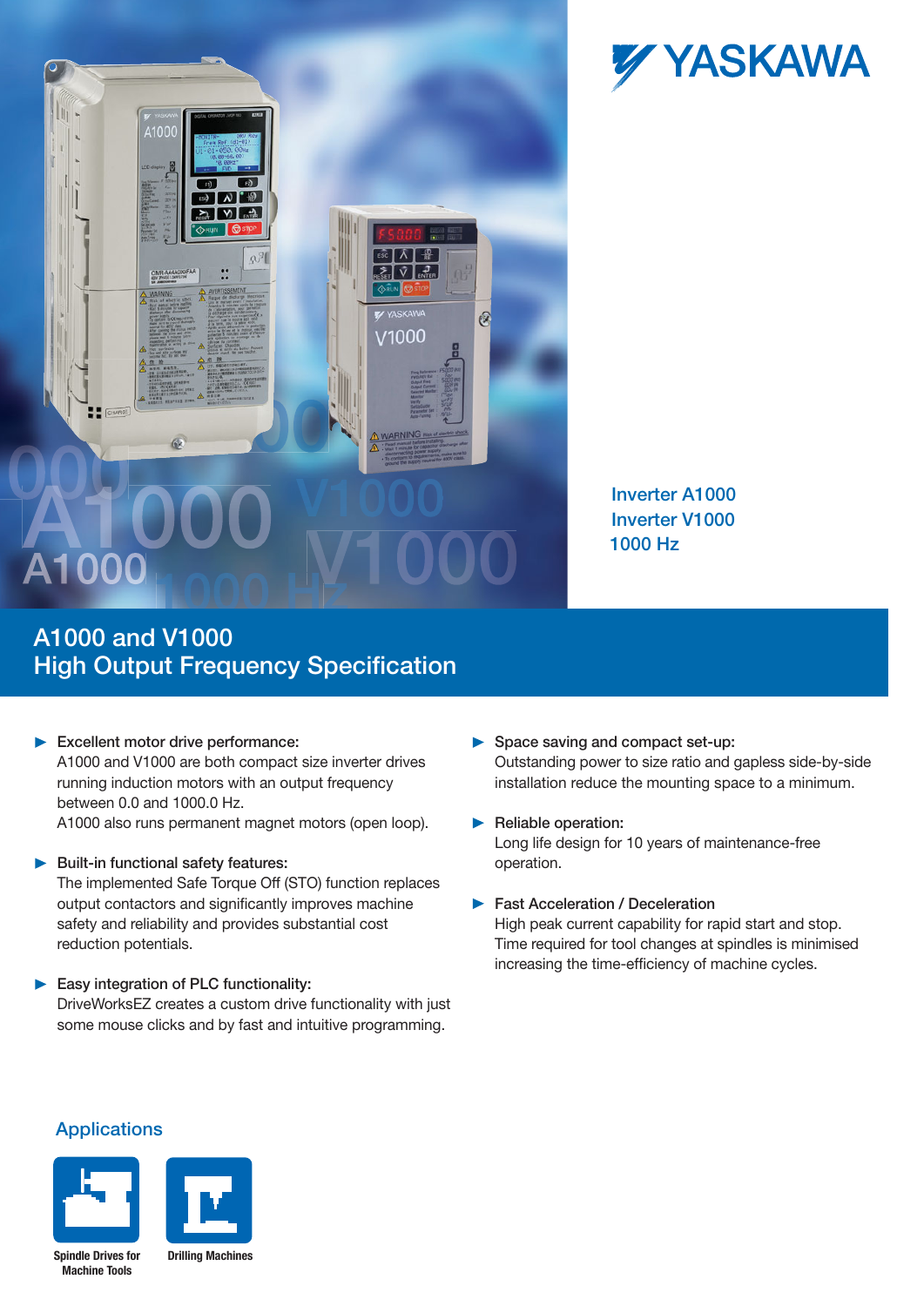YASKAWA

Inverter A1000
Inverter V1000
1000 Hz

# A1000 and V1000
# High Output Frequency Specification

- **Excellent motor drive performance:**
  A1000 and V1000 are both compact size inverter drives running induction motors with an output frequency between 0.0 and 1000.0 Hz.
  A1000 also runs permanent magnet motors (open loop).

- **Built-in functional safety features:**
  The implemented Safe Torque Off (STO) function replaces output contactors and significantly improves machine safety and reliability and provides substantial cost reduction potentials.

- **Easy integration of PLC functionality:**
  DriveWorksEZ creates a custom drive functionality with just some mouse clicks and by fast and intuitive programming.

- **Space saving and compact set-up:**
  Outstanding power to size ratio and gapless side-by-side installation reduce the mounting space to a minimum.

- **Reliable operation:**
  Long life design for 10 years of maintenance-free operation.

- **Fast Acceleration / Deceleration**
  High peak current capability for rapid start and stop. Time required for tool changes at spindles is minimised increasing the time-efficiency of machine cycles.

## Applications

Spindle Drives for Machine Tools

Drilling Machines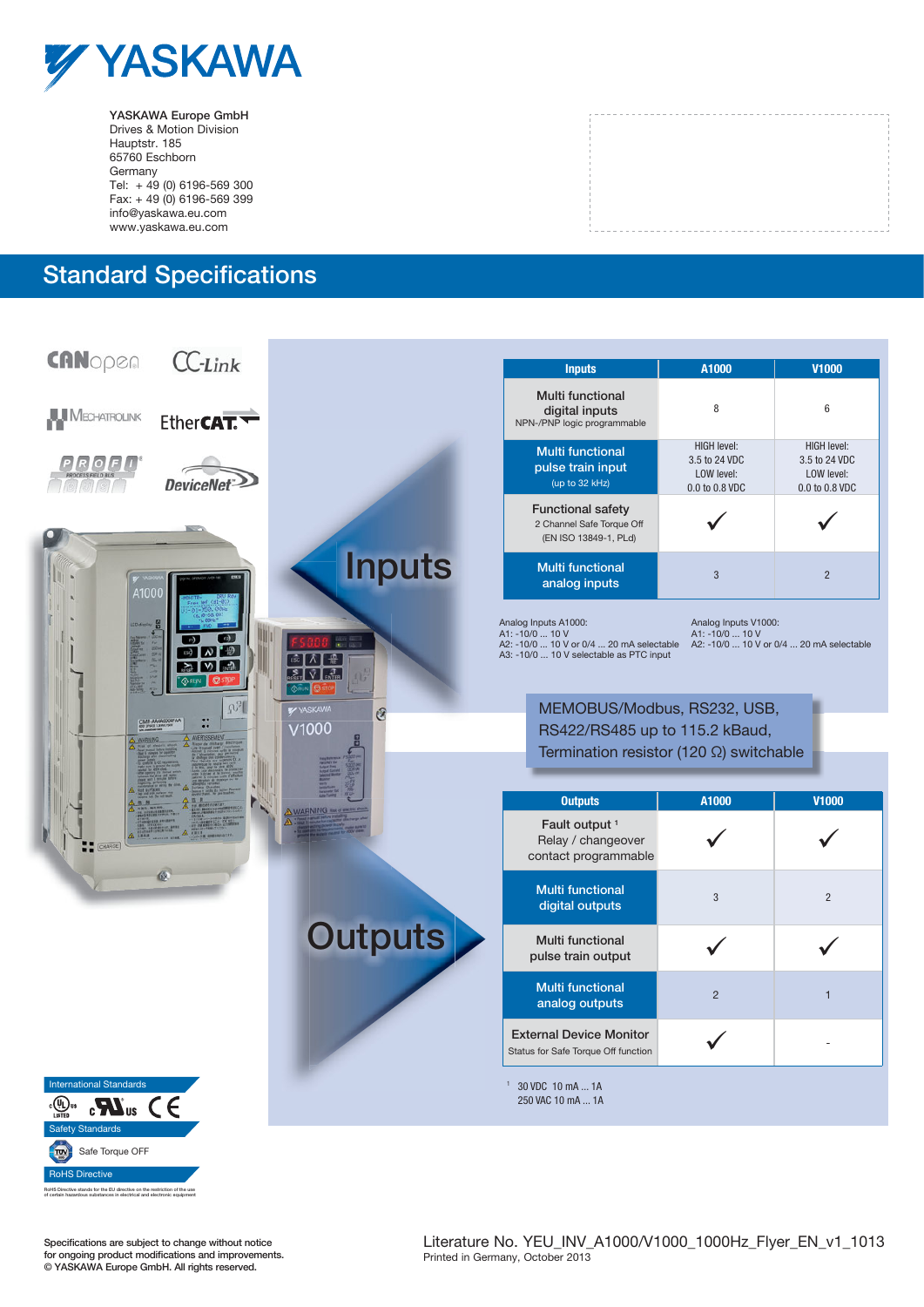YASKAWA Europe GmbH
Drives & Motion Division
Hauptstr. 185
65760 Eschborn
Germany
Tel: + 49 (0) 6196-569 300
Fax: + 49 (0) 6196-569 399
info@yaskawa.eu.com
www.yaskawa.eu.com

# Standard Specifications

## Inputs

| Inputs | A1000 | V1000 |
|---|---|---|
| Multi functional digital inputs NPN-/PNP logic programmable | 8 | 6 |
| Multi functional pulse train input (up to 32 kHz) | HIGH level: 3.5 to 24 VDC LOW level: 0.0 to 0.8 VDC | HIGH level: 3.5 to 24 VDC LOW level: 0.0 to 0.8 VDC |
| Functional safety 2 Channel Safe Torque Off (EN ISO 13849-1, PLd) | ✓ | ✓ |
| Multi functional analog inputs | 3 | 2 |

Analog Inputs A1000:
A1: -10/0 ... 10 V
A2: -10/0 ... 10 V or 0/4 ... 20 mA selectable
A3: -10/0 ... 10 V selectable as PTC input

Analog Inputs V1000:
A1: -10/0 ... 10 V
A2: -10/0 ... 10 V or 0/4 ... 20 mA selectable

MEMOBUS/Modbus, RS232, USB, RS422/RS485 up to 115.2 kBaud, Termination resistor (120 Ω) switchable

## Outputs

| Outputs | A1000 | V1000 |
|---|---|---|
| Fault output [1] Relay / changeover contact programmable | ✓ | ✓ |
| Multi functional digital outputs | 3 | 2 |
| Multi functional pulse train output | ✓ | ✓ |
| Multi functional analog outputs | 2 | 1 |
| External Device Monitor Status for Safe Torque Off function | ✓ | - |

[1] 30 VDC 10 mA ... 1A
250 VAC 10 mA ... 1A

International Standards

Safety Standards

Safe Torque OFF

RoHS Directive

RoHS Directive stands for the EU directive on the restriction of the use of certain hazardous substances in electrical and electronic equipment

Specifications are subject to change without notice for ongoing product modifications and improvements.
© YASKAWA Europe GmbH. All rights reserved.

Literature No. YEU_INV_A1000/V1000_1000Hz_Flyer_EN_v1_1013
Printed in Germany, October 2013